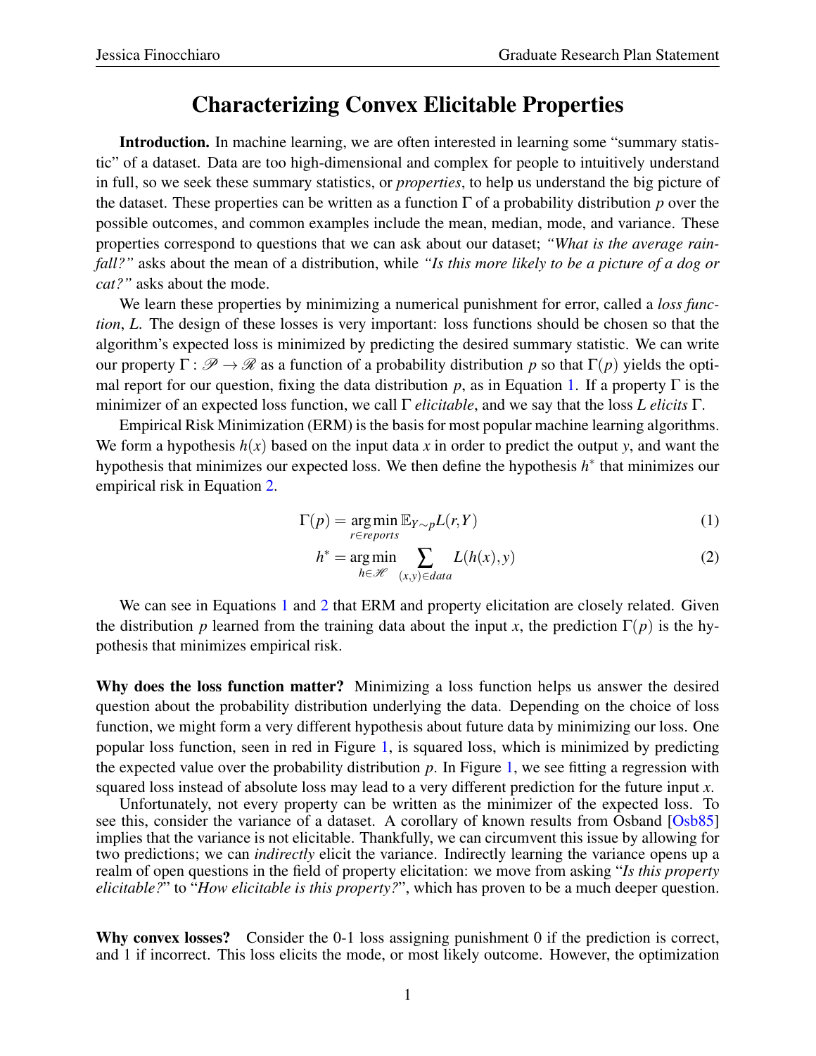# Characterizing Convex Elicitable Properties

**Introduction.** In machine learning, we are often interested in learning some "summary statistic" of a dataset. Data are too high-dimensional and complex for people to intuitively understand in full, so we seek these summary statistics, or *properties*, to help us understand the big picture of the dataset. These properties can be written as a function $\Gamma$ of a probability distribution $p$ over the possible outcomes, and common examples include the mean, median, mode, and variance. These properties correspond to questions that we can ask about our dataset; *"What is the average rainfall?"* asks about the mean of a distribution, while *"Is this more likely to be a picture of a dog or cat?"* asks about the mode.

We learn these properties by minimizing a numerical punishment for error, called a *loss function*, $L$. The design of these losses is very important: loss functions should be chosen so that the algorithm's expected loss is minimized by predicting the desired summary statistic. We can write our property $\Gamma : \mathscr{P} \to \mathscr{R}$ as a function of a probability distribution $p$ so that $\Gamma(p)$ yields the optimal report for our question, fixing the data distribution $p$, as in Equation 1. If a property $\Gamma$ is the minimizer of an expected loss function, we call $\Gamma$ *elicitable*, and we say that the loss $L$ *elicits* $\Gamma$.

Empirical Risk Minimization (ERM) is the basis for most popular machine learning algorithms. We form a hypothesis $h(x)$ based on the input data $x$ in order to predict the output $y$, and want the hypothesis that minimizes our expected loss. We then define the hypothesis $h^*$ that minimizes our empirical risk in Equation 2.

$$\Gamma(p) = \underset{r \in reports}{\arg\min}\, \mathbb{E}_{Y \sim p} L(r, Y) \tag{1}$$

$$h^* = \underset{h \in \mathscr{H}}{\arg\min} \sum_{(x,y) \in data} L(h(x), y) \tag{2}$$

We can see in Equations 1 and 2 that ERM and property elicitation are closely related. Given the distribution $p$ learned from the training data about the input $x$, the prediction $\Gamma(p)$ is the hypothesis that minimizes empirical risk.

**Why does the loss function matter?** Minimizing a loss function helps us answer the desired question about the probability distribution underlying the data. Depending on the choice of loss function, we might form a very different hypothesis about future data by minimizing our loss. One popular loss function, seen in red in Figure 1, is squared loss, which is minimized by predicting the expected value over the probability distribution $p$. In Figure 1, we see fitting a regression with squared loss instead of absolute loss may lead to a very different prediction for the future input $x$.

Unfortunately, not every property can be written as the minimizer of the expected loss. To see this, consider the variance of a dataset. A corollary of known results from Osband [Osb85] implies that the variance is not elicitable. Thankfully, we can circumvent this issue by allowing for two predictions; we can *indirectly* elicit the variance. Indirectly learning the variance opens up a realm of open questions in the field of property elicitation: we move from asking "*Is this property elicitable?*" to "*How elicitable is this property?*", which has proven to be a much deeper question.

**Why convex losses?** Consider the 0-1 loss assigning punishment 0 if the prediction is correct, and 1 if incorrect. This loss elicits the mode, or most likely outcome. However, the optimization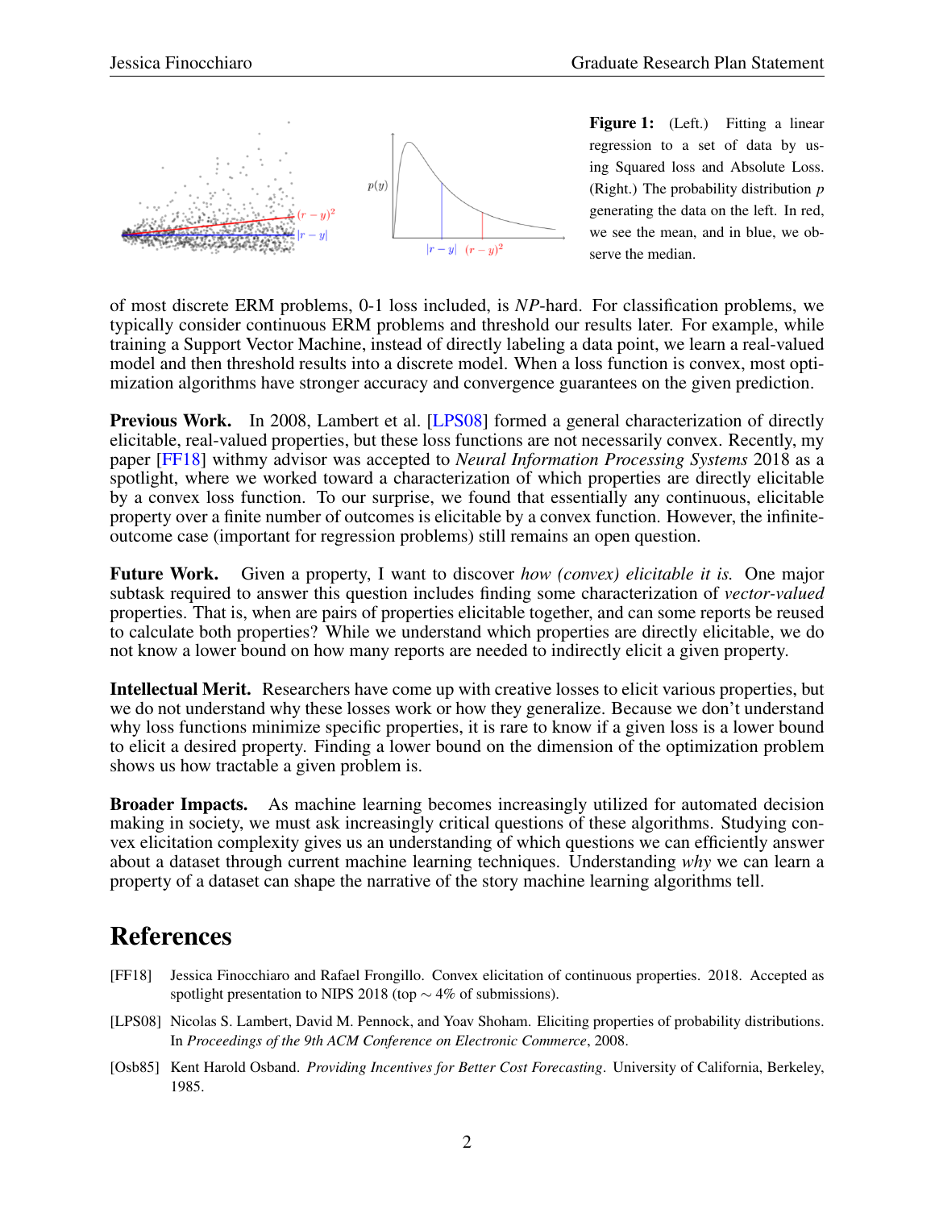$(r-y)^2$

$|r-y|$

$p(y)$

$|r-y|$ $(r-y)^2$

**Figure 1:** (Left.) Fitting a linear regression to a set of data by using Squared loss and Absolute Loss. (Right.) The probability distribution $p$ generating the data on the left. In red, we see the mean, and in blue, we observe the median.

of most discrete ERM problems, 0-1 loss included, is *NP*-hard. For classification problems, we typically consider continuous ERM problems and threshold our results later. For example, while training a Support Vector Machine, instead of directly labeling a data point, we learn a real-valued model and then threshold results into a discrete model. When a loss function is convex, most optimization algorithms have stronger accuracy and convergence guarantees on the given prediction.

**Previous Work.** In 2008, Lambert et al. [LPS08] formed a general characterization of directly elicitable, real-valued properties, but these loss functions are not necessarily convex. Recently, my paper [FF18] withmy advisor was accepted to *Neural Information Processing Systems* 2018 as a spotlight, where we worked toward a characterization of which properties are directly elicitable by a convex loss function. To our surprise, we found that essentially any continuous, elicitable property over a finite number of outcomes is elicitable by a convex function. However, the infinite-outcome case (important for regression problems) still remains an open question.

**Future Work.** Given a property, I want to discover *how (convex) elicitable it is.* One major subtask required to answer this question includes finding some characterization of *vector-valued* properties. That is, when are pairs of properties elicitable together, and can some reports be reused to calculate both properties? While we understand which properties are directly elicitable, we do not know a lower bound on how many reports are needed to indirectly elicit a given property.

**Intellectual Merit.** Researchers have come up with creative losses to elicit various properties, but we do not understand why these losses work or how they generalize. Because we don't understand why loss functions minimize specific properties, it is rare to know if a given loss is a lower bound to elicit a desired property. Finding a lower bound on the dimension of the optimization problem shows us how tractable a given problem is.

**Broader Impacts.** As machine learning becomes increasingly utilized for automated decision making in society, we must ask increasingly critical questions of these algorithms. Studying convex elicitation complexity gives us an understanding of which questions we can efficiently answer about a dataset through current machine learning techniques. Understanding *why* we can learn a property of a dataset can shape the narrative of the story machine learning algorithms tell.

# References

[FF18] Jessica Finocchiaro and Rafael Frongillo. Convex elicitation of continuous properties. 2018. Accepted as spotlight presentation to NIPS 2018 (top $\sim 4\%$ of submissions).

[LPS08] Nicolas S. Lambert, David M. Pennock, and Yoav Shoham. Eliciting properties of probability distributions. In *Proceedings of the 9th ACM Conference on Electronic Commerce*, 2008.

[Osb85] Kent Harold Osband. *Providing Incentives for Better Cost Forecasting*. University of California, Berkeley, 1985.